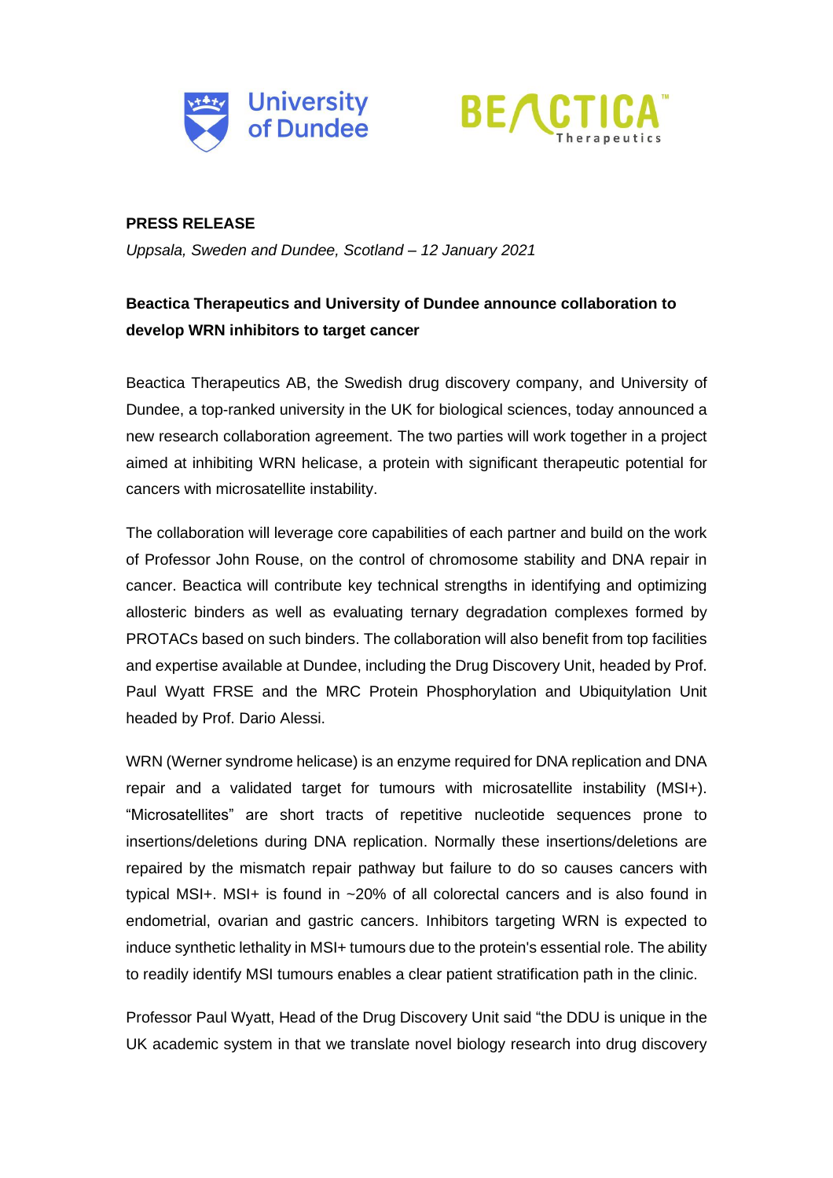**PRESS RELEASE**

*Uppsala, Sweden and Dundee, Scotland – 12 January 2021*

**Beactica Therapeutics and University of Dundee announce collaboration to develop WRN inhibitors to target cancer**

Beactica Therapeutics AB, the Swedish drug discovery company, and University of Dundee, a top-ranked university in the UK for biological sciences, today announced a new research collaboration agreement. The two parties will work together in a project aimed at inhibiting WRN helicase, a protein with significant therapeutic potential for cancers with microsatellite instability.

The collaboration will leverage core capabilities of each partner and build on the work of Professor John Rouse, on the control of chromosome stability and DNA repair in cancer. Beactica will contribute key technical strengths in identifying and optimizing allosteric binders as well as evaluating ternary degradation complexes formed by PROTACs based on such binders. The collaboration will also benefit from top facilities and expertise available at Dundee, including the Drug Discovery Unit, headed by Prof. Paul Wyatt FRSE and the MRC Protein Phosphorylation and Ubiquitylation Unit headed by Prof. Dario Alessi.

WRN (Werner syndrome helicase) is an enzyme required for DNA replication and DNA repair and a validated target for tumours with microsatellite instability (MSI+). "Microsatellites" are short tracts of repetitive nucleotide sequences prone to insertions/deletions during DNA replication. Normally these insertions/deletions are repaired by the mismatch repair pathway but failure to do so causes cancers with typical MSI+. MSI+ is found in ~20% of all colorectal cancers and is also found in endometrial, ovarian and gastric cancers. Inhibitors targeting WRN is expected to induce synthetic lethality in MSI+ tumours due to the protein's essential role. The ability to readily identify MSI tumours enables a clear patient stratification path in the clinic.

Professor Paul Wyatt, Head of the Drug Discovery Unit said "the DDU is unique in the UK academic system in that we translate novel biology research into drug discovery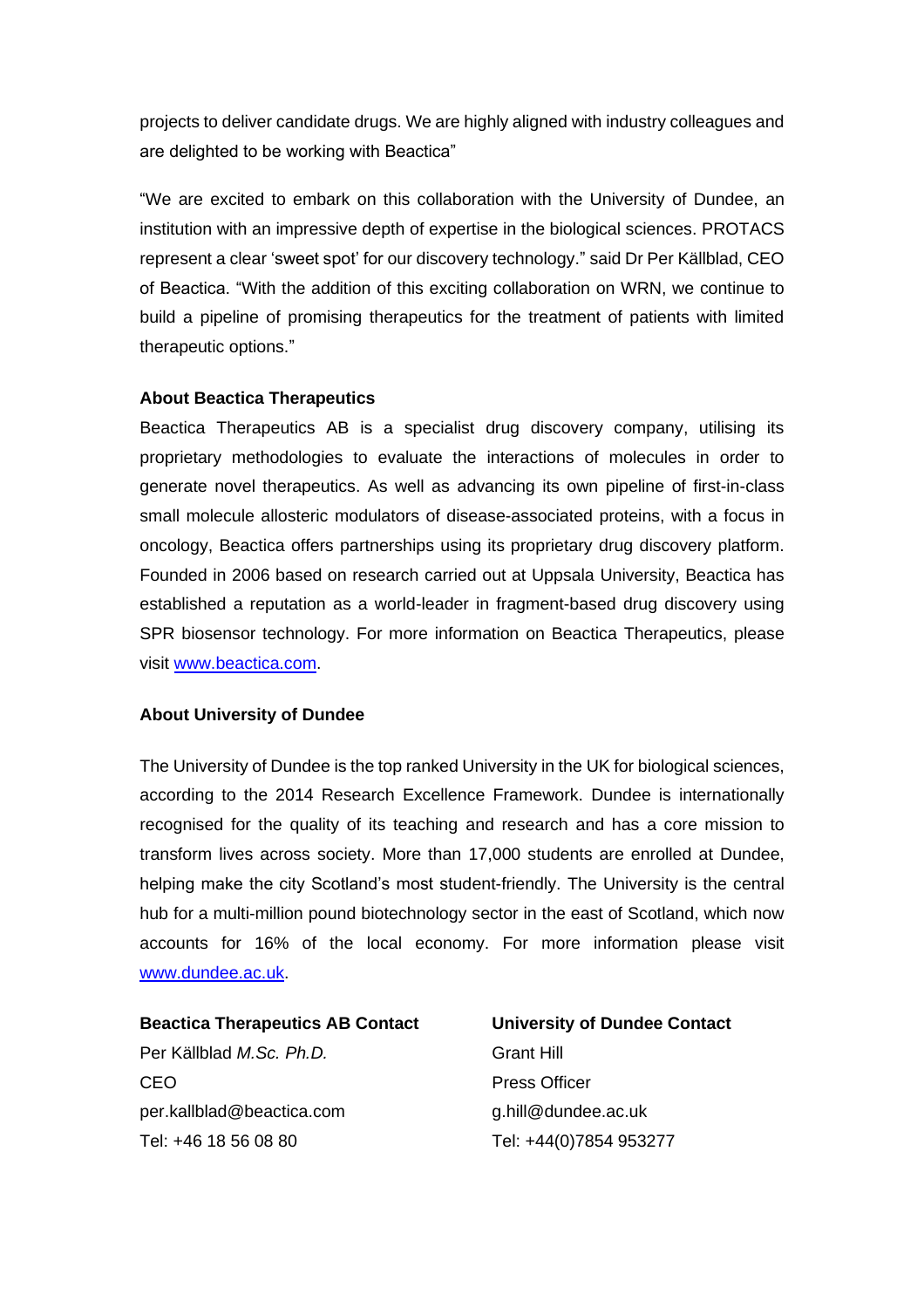projects to deliver candidate drugs. We are highly aligned with industry colleagues and are delighted to be working with Beactica"

"We are excited to embark on this collaboration with the University of Dundee, an institution with an impressive depth of expertise in the biological sciences. PROTACS represent a clear 'sweet spot' for our discovery technology." said Dr Per Källblad, CEO of Beactica. "With the addition of this exciting collaboration on WRN, we continue to build a pipeline of promising therapeutics for the treatment of patients with limited therapeutic options."

**About Beactica Therapeutics**

Beactica Therapeutics AB is a specialist drug discovery company, utilising its proprietary methodologies to evaluate the interactions of molecules in order to generate novel therapeutics. As well as advancing its own pipeline of first-in-class small molecule allosteric modulators of disease-associated proteins, with a focus in oncology, Beactica offers partnerships using its proprietary drug discovery platform. Founded in 2006 based on research carried out at Uppsala University, Beactica has established a reputation as a world-leader in fragment-based drug discovery using SPR biosensor technology. For more information on Beactica Therapeutics, please visit [www.beactica.com](http://www.beactica.com).

**About University of Dundee**

The University of Dundee is the top ranked University in the UK for biological sciences, according to the 2014 Research Excellence Framework. Dundee is internationally recognised for the quality of its teaching and research and has a core mission to transform lives across society. More than 17,000 students are enrolled at Dundee, helping make the city Scotland's most student-friendly. The University is the central hub for a multi-million pound biotechnology sector in the east of Scotland, which now accounts for 16% of the local economy. For more information please visit [www.dundee.ac.uk](http://www.dundee.ac.uk).

**Beactica Therapeutics AB Contact**
Per Källblad *M.Sc. Ph.D.*
CEO
per.kallblad@beactica.com
Tel: +46 18 56 08 80

**University of Dundee Contact**
Grant Hill
Press Officer
g.hill@dundee.ac.uk
Tel: +44(0)7854 953277